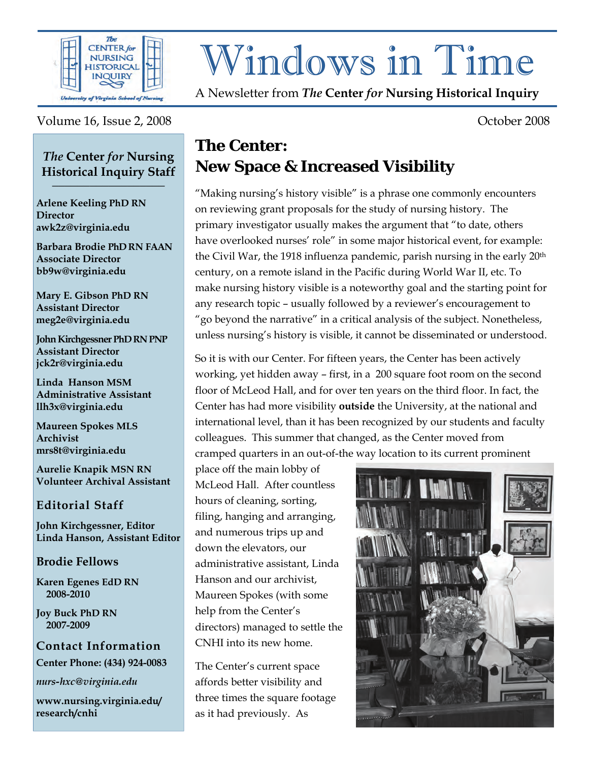# Windows in Time

A Newsletter from *The* **Center** *for* **Nursing Historical Inquiry**

Volume 16, Issue 2, 2008 — October 2008

## *The* Center *for* Nursing Historical Inquiry Staff

**Arlene Keeling PhD RN**
**Director**
**awk2z@virginia.edu**

**Barbara Brodie PhD RN FAAN**
**Associate Director**
**bb9w@virginia.edu**

**Mary E. Gibson PhD RN**
**Assistant Director**
**meg2e@virginia.edu**

**John Kirchgessner PhD RN PNP**
**Assistant Director**
**jck2r@virginia.edu**

**Linda Hanson MSM**
**Administrative Assistant**
**llh3x@virginia.edu**

**Maureen Spokes MLS**
**Archivist**
**mrs8t@virginia.edu**

**Aurelie Knapik MSN RN**
**Volunteer Archival Assistant**

### Editorial Staff

**John Kirchgessner, Editor**
**Linda Hanson, Assistant Editor**

### Brodie Fellows

**Karen Egenes EdD RN**
**2008-2010**

**Joy Buck PhD RN**
**2007-2009**

### Contact Information

**Center Phone: (434) 924-0083**

***nurs-hxc@virginia.edu***

**www.nursing.virginia.edu/research/cnhi**

## The Center: New Space & Increased Visibility

"Making nursing's history visible" is a phrase one commonly encounters on reviewing grant proposals for the study of nursing history. The primary investigator usually makes the argument that "to date, others have overlooked nurses' role" in some major historical event, for example: the Civil War, the 1918 influenza pandemic, parish nursing in the early 20th century, on a remote island in the Pacific during World War II, etc. To make nursing history visible is a noteworthy goal and the starting point for any research topic – usually followed by a reviewer's encouragement to "go beyond the narrative" in a critical analysis of the subject. Nonetheless, unless nursing's history is visible, it cannot be disseminated or understood.

So it is with our Center. For fifteen years, the Center has been actively working, yet hidden away – first, in a 200 square foot room on the second floor of McLeod Hall, and for over ten years on the third floor. In fact, the Center has had more visibility **outside** the University, at the national and international level, than it has been recognized by our students and faculty colleagues. This summer that changed, as the Center moved from cramped quarters in an out-of-the way location to its current prominent place off the main lobby of McLeod Hall. After countless hours of cleaning, sorting, filing, hanging and arranging, and numerous trips up and down the elevators, our administrative assistant, Linda Hanson and our archivist, Maureen Spokes (with some help from the Center's directors) managed to settle the CNHI into its new home.

The Center's current space affords better visibility and three times the square footage as it had previously. As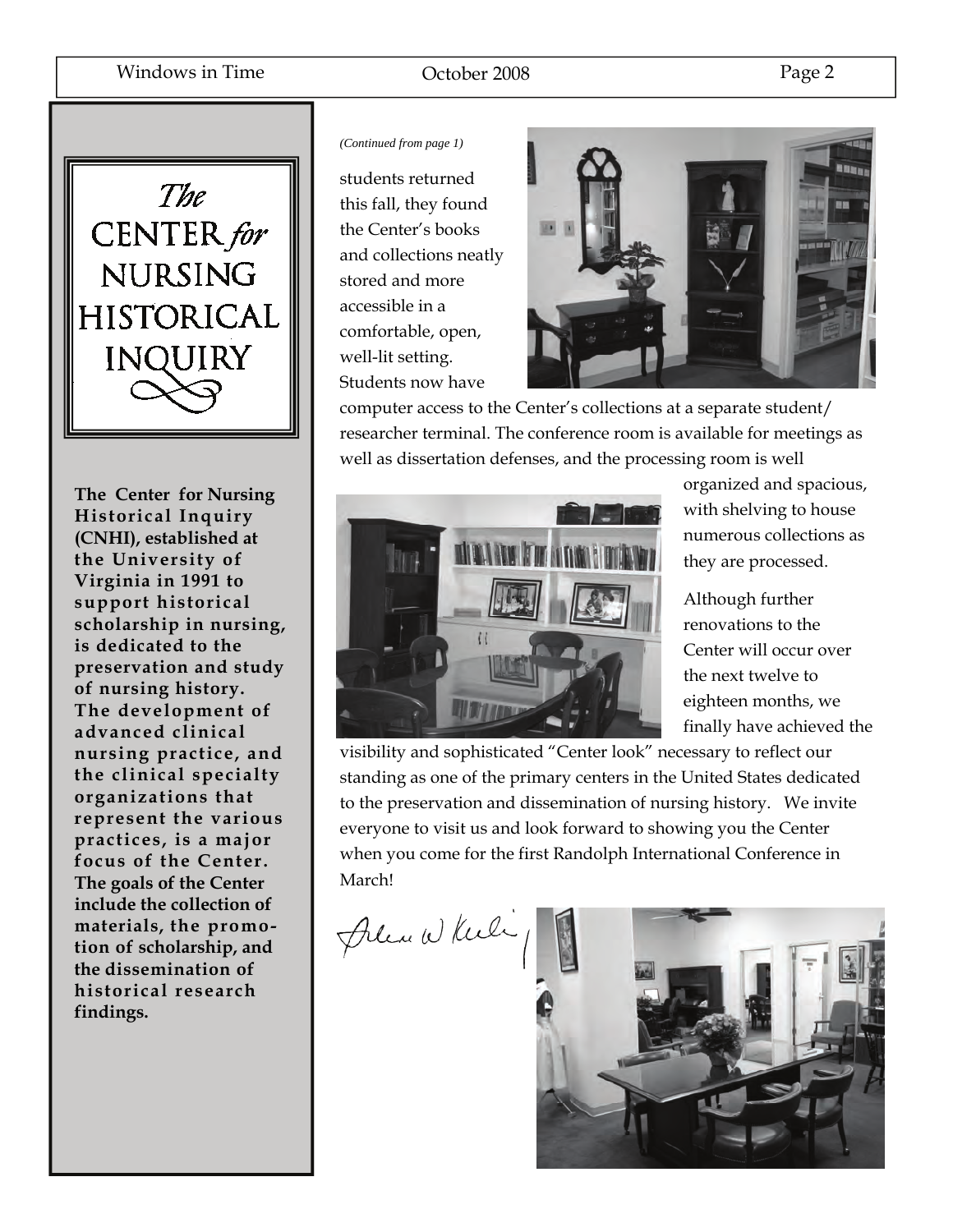# The CENTER *for* NURSING HISTORICAL INQUIRY

**The Center for Nursing Historical Inquiry (CNHI), established at the University of Virginia in 1991 to support historical scholarship in nursing, is dedicated to the preservation and study of nursing history. The development of advanced clinical nursing practice, and the clinical specialty organizations that represent the various practices, is a major focus of the Center. The goals of the Center include the collection of materials, the promotion of scholarship, and the dissemination of historical research findings.**

*(Continued from page 1)*

students returned this fall, they found the Center's books and collections neatly stored and more accessible in a comfortable, open, well-lit setting. Students now have computer access to the Center's collections at a separate student/ researcher terminal. The conference room is available for meetings as well as dissertation defenses, and the processing room is well organized and spacious, with shelving to house numerous collections as they are processed.

Although further renovations to the Center will occur over the next twelve to eighteen months, we finally have achieved the visibility and sophisticated "Center look" necessary to reflect our standing as one of the primary centers in the United States dedicated to the preservation and dissemination of nursing history. We invite everyone to visit us and look forward to showing you the Center when you come for the first Randolph International Conference in March!

Arlene W Keeling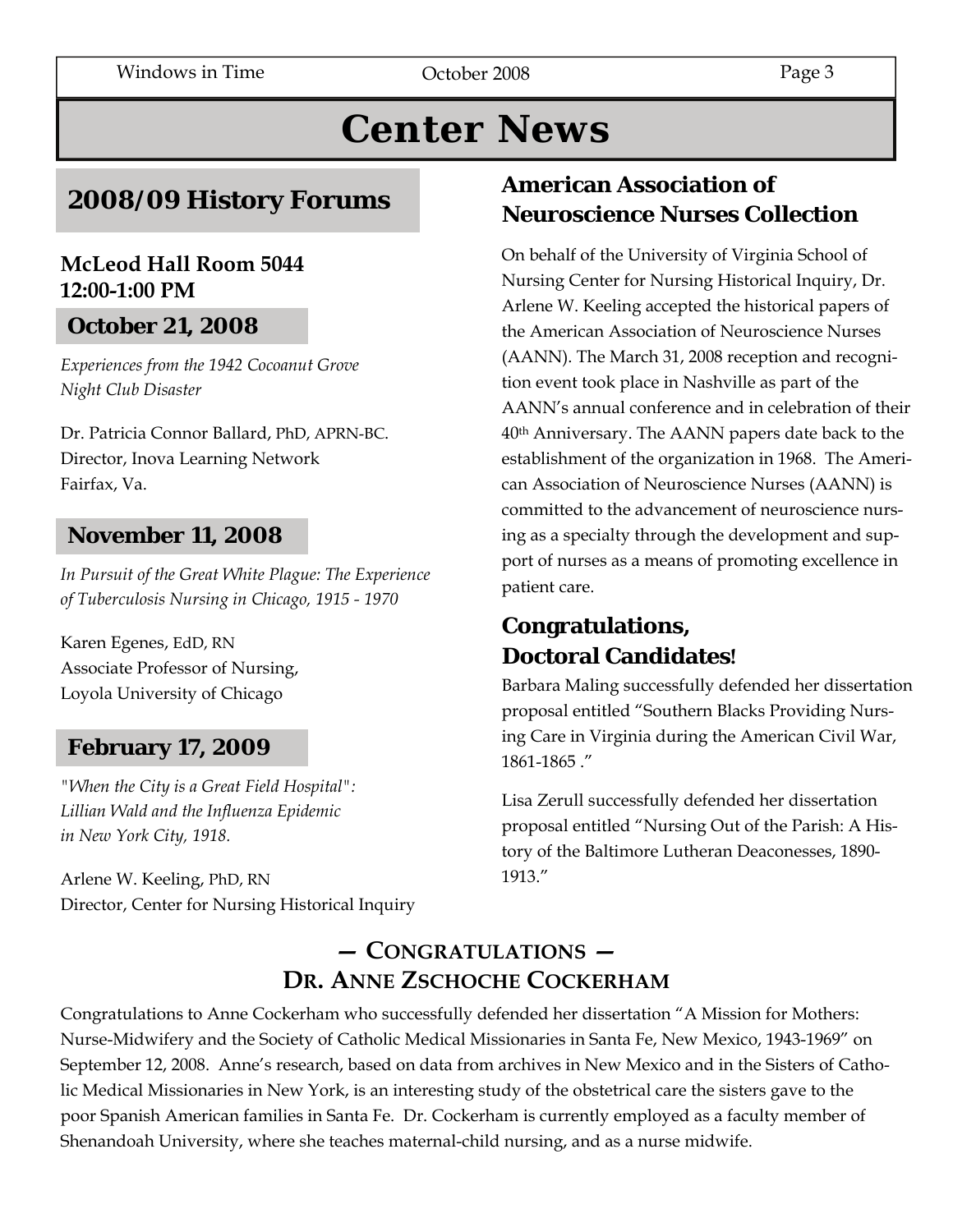# Center News

## 2008/09 History Forums

**McLeod Hall Room 5044**
**12:00-1:00 PM**

### October 21, 2008

*Experiences from the 1942 Cocoanut Grove Night Club Disaster*

Dr. Patricia Connor Ballard, PhD, APRN-BC.
Director, Inova Learning Network
Fairfax, Va.

### November 11, 2008

*In Pursuit of the Great White Plague: The Experience of Tuberculosis Nursing in Chicago, 1915 - 1970*

Karen Egenes, EdD, RN
Associate Professor of Nursing,
Loyola University of Chicago

### February 17, 2009

*"When the City is a Great Field Hospital": Lillian Wald and the Influenza Epidemic in New York City, 1918.*

Arlene W. Keeling, PhD, RN
Director, Center for Nursing Historical Inquiry

## American Association of Neuroscience Nurses Collection

On behalf of the University of Virginia School of Nursing Center for Nursing Historical Inquiry, Dr. Arlene W. Keeling accepted the historical papers of the American Association of Neuroscience Nurses (AANN). The March 31, 2008 reception and recognition event took place in Nashville as part of the AANN's annual conference and in celebration of their 40th Anniversary. The AANN papers date back to the establishment of the organization in 1968. The American Association of Neuroscience Nurses (AANN) is committed to the advancement of neuroscience nursing as a specialty through the development and support of nurses as a means of promoting excellence in patient care.

## Congratulations, Doctoral Candidates!

Barbara Maling successfully defended her dissertation proposal entitled "Southern Blacks Providing Nursing Care in Virginia during the American Civil War, 1861-1865 ."

Lisa Zerull successfully defended her dissertation proposal entitled "Nursing Out of the Parish: A History of the Baltimore Lutheran Deaconesses, 1890-1913."

## — Congratulations — Dr. Anne Zschoche Cockerham

Congratulations to Anne Cockerham who successfully defended her dissertation "A Mission for Mothers: Nurse-Midwifery and the Society of Catholic Medical Missionaries in Santa Fe, New Mexico, 1943-1969" on September 12, 2008. Anne's research, based on data from archives in New Mexico and in the Sisters of Catholic Medical Missionaries in New York, is an interesting study of the obstetrical care the sisters gave to the poor Spanish American families in Santa Fe. Dr. Cockerham is currently employed as a faculty member of Shenandoah University, where she teaches maternal-child nursing, and as a nurse midwife.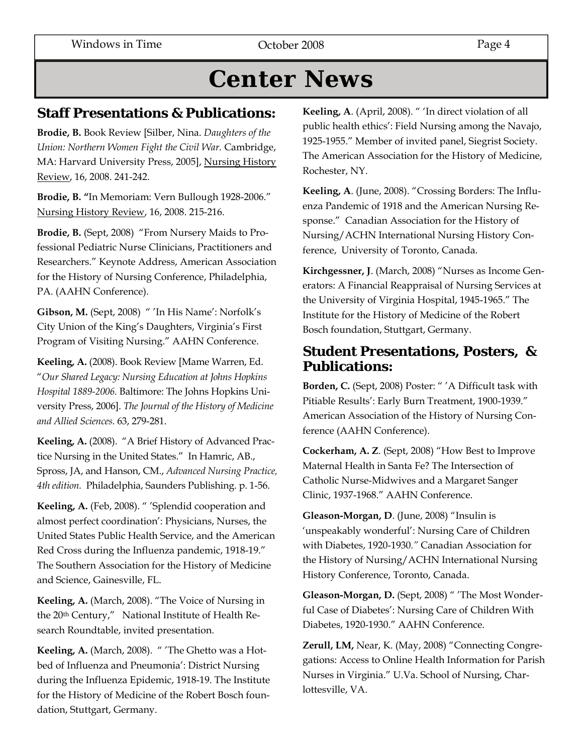# Center News

## Staff Presentations & Publications:

**Brodie, B.** Book Review [Silber, Nina. *Daughters of the Union: Northern Women Fight the Civil War.* Cambridge, MA: Harvard University Press, 2005], Nursing History Review, 16, 2008. 241-242.

**Brodie, B. "**In Memoriam: Vern Bullough 1928-2006." Nursing History Review, 16, 2008. 215-216.

**Brodie, B.** (Sept, 2008) "From Nursery Maids to Professional Pediatric Nurse Clinicians, Practitioners and Researchers." Keynote Address, American Association for the History of Nursing Conference, Philadelphia, PA. (AAHN Conference).

**Gibson, M.** (Sept, 2008) " 'In His Name': Norfolk's City Union of the King's Daughters, Virginia's First Program of Visiting Nursing." AAHN Conference.

**Keeling, A.** (2008). Book Review [Mame Warren, Ed. "*Our Shared Legacy: Nursing Education at Johns Hopkins Hospital 1889-2006.* Baltimore: The Johns Hopkins University Press, 2006]. *The Journal of the History of Medicine and Allied Sciences.* 63, 279-281.

**Keeling, A.** (2008). "A Brief History of Advanced Practice Nursing in the United States." In Hamric, AB., Spross, JA, and Hanson, CM., *Advanced Nursing Practice, 4th edition.* Philadelphia, Saunders Publishing. p. 1-56.

**Keeling, A.** (Feb, 2008). " 'Splendid cooperation and almost perfect coordination': Physicians, Nurses, the United States Public Health Service, and the American Red Cross during the Influenza pandemic, 1918-19." The Southern Association for the History of Medicine and Science, Gainesville, FL.

**Keeling, A.** (March, 2008). "The Voice of Nursing in the 20th Century," National Institute of Health Research Roundtable, invited presentation.

**Keeling, A.** (March, 2008). " 'The Ghetto was a Hotbed of Influenza and Pneumonia': District Nursing during the Influenza Epidemic, 1918-19. The Institute for the History of Medicine of the Robert Bosch foundation, Stuttgart, Germany.

**Keeling, A**. (April, 2008). " 'In direct violation of all public health ethics': Field Nursing among the Navajo, 1925-1955." Member of invited panel, Siegrist Society. The American Association for the History of Medicine, Rochester, NY.

**Keeling, A**. (June, 2008). "Crossing Borders: The Influenza Pandemic of 1918 and the American Nursing Response." Canadian Association for the History of Nursing/ACHN International Nursing History Conference, University of Toronto, Canada.

**Kirchgessner, J**. (March, 2008) "Nurses as Income Generators: A Financial Reappraisal of Nursing Services at the University of Virginia Hospital, 1945-1965." The Institute for the History of Medicine of the Robert Bosch foundation, Stuttgart, Germany.

## Student Presentations, Posters, & Publications:

**Borden, C.** (Sept, 2008) Poster: " 'A Difficult task with Pitiable Results': Early Burn Treatment, 1900-1939." American Association of the History of Nursing Conference (AAHN Conference).

**Cockerham, A. Z**. (Sept, 2008) "How Best to Improve Maternal Health in Santa Fe? The Intersection of Catholic Nurse-Midwives and a Margaret Sanger Clinic, 1937-1968." AAHN Conference.

**Gleason-Morgan, D**. (June, 2008) "Insulin is 'unspeakably wonderful': Nursing Care of Children with Diabetes, 1920-1930." Canadian Association for the History of Nursing/ACHN International Nursing History Conference, Toronto, Canada.

**Gleason-Morgan, D.** (Sept, 2008) " 'The Most Wonderful Case of Diabetes': Nursing Care of Children With Diabetes, 1920-1930." AAHN Conference.

**Zerull, LM,** Near, K. (May, 2008) "Connecting Congregations: Access to Online Health Information for Parish Nurses in Virginia." U.Va. School of Nursing, Charlottesville, VA.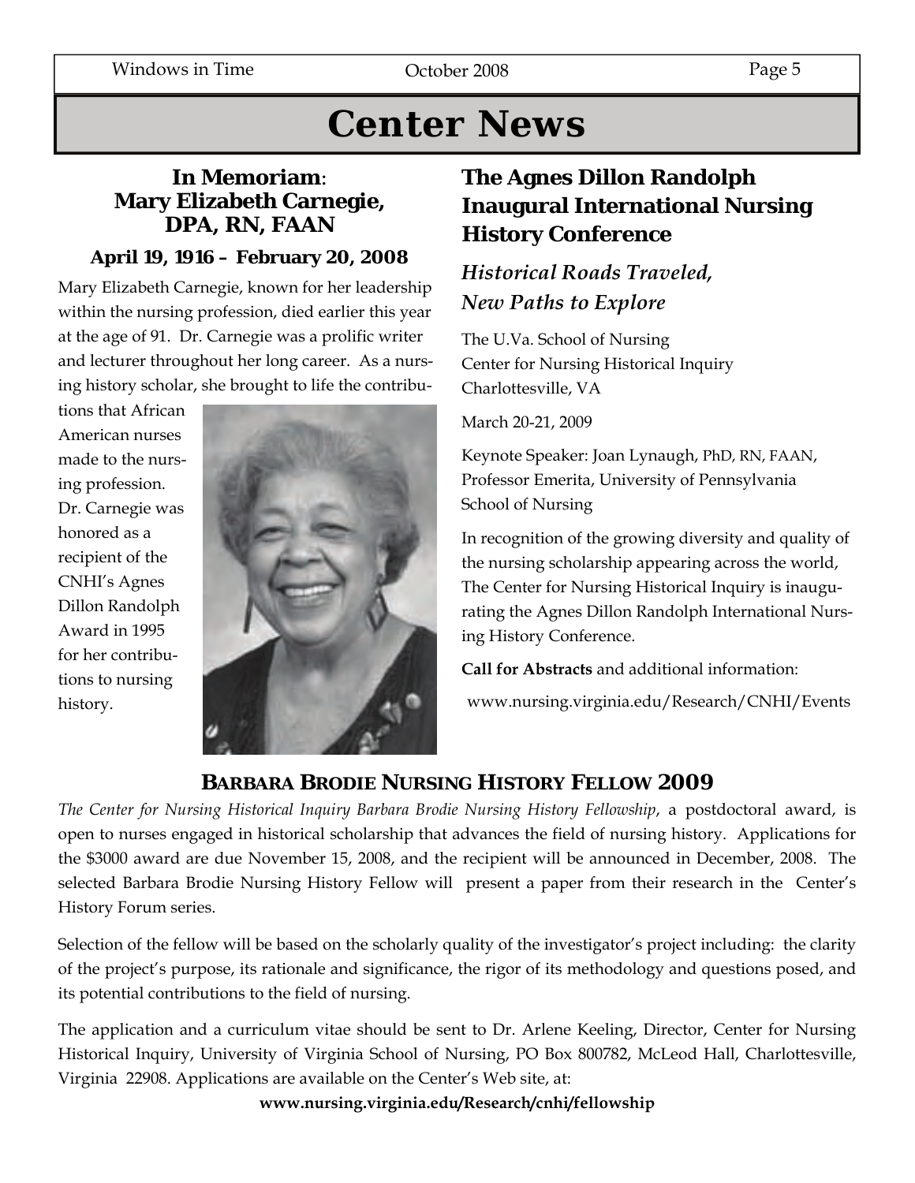# Center News

## In Memoriam: Mary Elizabeth Carnegie, DPA, RN, FAAN

### April 19, 1916 – February 20, 2008

Mary Elizabeth Carnegie, known for her leadership within the nursing profession, died earlier this year at the age of 91. Dr. Carnegie was a prolific writer and lecturer throughout her long career. As a nursing history scholar, she brought to life the contributions that African American nurses made to the nursing profession. Dr. Carnegie was honored as a recipient of the CNHI's Agnes Dillon Randolph Award in 1995 for her contributions to nursing history.

## The Agnes Dillon Randolph Inaugural International Nursing History Conference

### *Historical Roads Traveled, New Paths to Explore*

The U.Va. School of Nursing
Center for Nursing Historical Inquiry
Charlottesville, VA

March 20-21, 2009

Keynote Speaker: Joan Lynaugh, PhD, RN, FAAN, Professor Emerita, University of Pennsylvania School of Nursing

In recognition of the growing diversity and quality of the nursing scholarship appearing across the world, The Center for Nursing Historical Inquiry is inaugurating the Agnes Dillon Randolph International Nursing History Conference.

**Call for Abstracts** and additional information:

www.nursing.virginia.edu/Research/CNHI/Events

## BARBARA BRODIE NURSING HISTORY FELLOW 2009

*The Center for Nursing Historical Inquiry Barbara Brodie Nursing History Fellowship*, a postdoctoral award, is open to nurses engaged in historical scholarship that advances the field of nursing history. Applications for the $3000 award are due November 15, 2008, and the recipient will be announced in December, 2008. The selected Barbara Brodie Nursing History Fellow will present a paper from their research in the Center's History Forum series.

Selection of the fellow will be based on the scholarly quality of the investigator's project including: the clarity of the project's purpose, its rationale and significance, the rigor of its methodology and questions posed, and its potential contributions to the field of nursing.

The application and a curriculum vitae should be sent to Dr. Arlene Keeling, Director, Center for Nursing Historical Inquiry, University of Virginia School of Nursing, PO Box 800782, McLeod Hall, Charlottesville, Virginia 22908. Applications are available on the Center's Web site, at:

**www.nursing.virginia.edu/Research/cnhi/fellowship**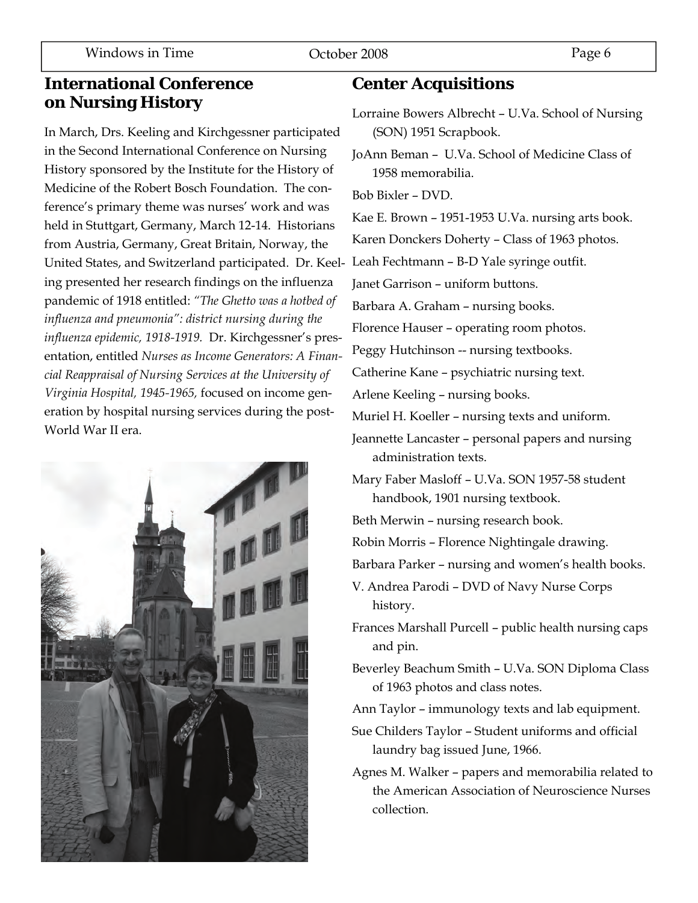## International Conference on Nursing History

In March, Drs. Keeling and Kirchgessner participated in the Second International Conference on Nursing History sponsored by the Institute for the History of Medicine of the Robert Bosch Foundation. The conference's primary theme was nurses' work and was held in Stuttgart, Germany, March 12-14. Historians from Austria, Germany, Great Britain, Norway, the United States, and Switzerland participated. Dr. Keeling presented her research findings on the influenza pandemic of 1918 entitled: *"The Ghetto was a hotbed of influenza and pneumonia": district nursing during the influenza epidemic, 1918-1919.* Dr. Kirchgessner's presentation, entitled *Nurses as Income Generators: A Financial Reappraisal of Nursing Services at the University of Virginia Hospital, 1945-1965,* focused on income generation by hospital nursing services during the post-World War II era.

## Center Acquisitions

Lorraine Bowers Albrecht – U.Va. School of Nursing (SON) 1951 Scrapbook.

JoAnn Beman – U.Va. School of Medicine Class of 1958 memorabilia.

Bob Bixler – DVD.

Kae E. Brown – 1951-1953 U.Va. nursing arts book.

Karen Donckers Doherty – Class of 1963 photos.

Leah Fechtmann – B-D Yale syringe outfit.

Janet Garrison – uniform buttons.

Barbara A. Graham – nursing books.

Florence Hauser – operating room photos.

Peggy Hutchinson -- nursing textbooks.

Catherine Kane – psychiatric nursing text.

Arlene Keeling – nursing books.

Muriel H. Koeller – nursing texts and uniform.

Jeannette Lancaster – personal papers and nursing administration texts.

Mary Faber Masloff – U.Va. SON 1957-58 student handbook, 1901 nursing textbook.

Beth Merwin – nursing research book.

Robin Morris – Florence Nightingale drawing.

Barbara Parker – nursing and women's health books.

V. Andrea Parodi – DVD of Navy Nurse Corps history.

Frances Marshall Purcell – public health nursing caps and pin.

Beverley Beachum Smith – U.Va. SON Diploma Class of 1963 photos and class notes.

Ann Taylor – immunology texts and lab equipment.

Sue Childers Taylor – Student uniforms and official laundry bag issued June, 1966.

Agnes M. Walker – papers and memorabilia related to the American Association of Neuroscience Nurses collection.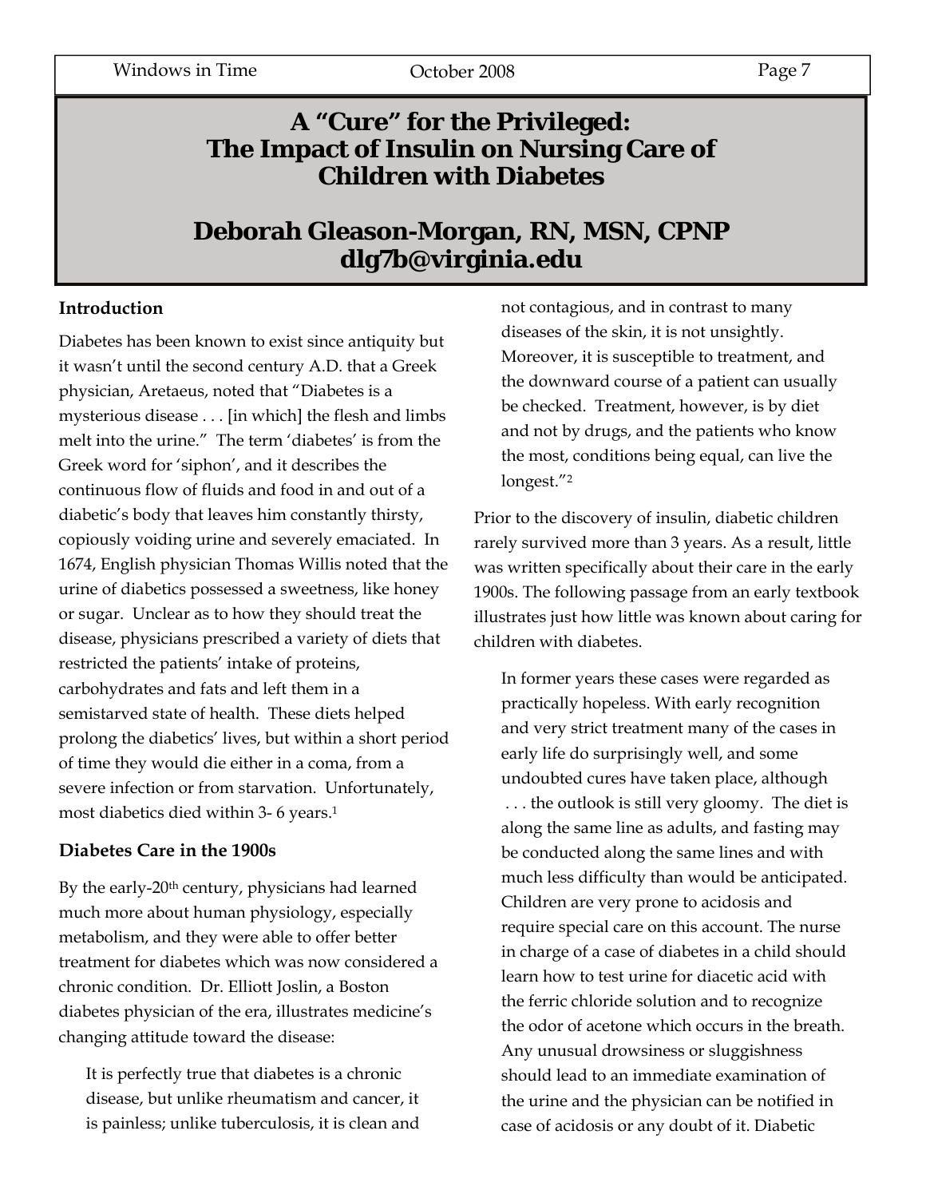# A "Cure" for the Privileged: The Impact of Insulin on Nursing Care of Children with Diabetes

## Deborah Gleason-Morgan, RN, MSN, CPNP
## dlg7b@virginia.edu

### Introduction

Diabetes has been known to exist since antiquity but it wasn't until the second century A.D. that a Greek physician, Aretaeus, noted that "Diabetes is a mysterious disease . . . [in which] the flesh and limbs melt into the urine." The term 'diabetes' is from the Greek word for 'siphon', and it describes the continuous flow of fluids and food in and out of a diabetic's body that leaves him constantly thirsty, copiously voiding urine and severely emaciated. In 1674, English physician Thomas Willis noted that the urine of diabetics possessed a sweetness, like honey or sugar. Unclear as to how they should treat the disease, physicians prescribed a variety of diets that restricted the patients' intake of proteins, carbohydrates and fats and left them in a semistarved state of health. These diets helped prolong the diabetics' lives, but within a short period of time they would die either in a coma, from a severe infection or from starvation. Unfortunately, most diabetics died within 3- 6 years.[1]

### Diabetes Care in the 1900s

By the early-20th century, physicians had learned much more about human physiology, especially metabolism, and they were able to offer better treatment for diabetes which was now considered a chronic condition. Dr. Elliott Joslin, a Boston diabetes physician of the era, illustrates medicine's changing attitude toward the disease:

> It is perfectly true that diabetes is a chronic disease, but unlike rheumatism and cancer, it is painless; unlike tuberculosis, it is clean and not contagious, and in contrast to many diseases of the skin, it is not unsightly. Moreover, it is susceptible to treatment, and the downward course of a patient can usually be checked. Treatment, however, is by diet and not by drugs, and the patients who know the most, conditions being equal, can live the longest."[2]

Prior to the discovery of insulin, diabetic children rarely survived more than 3 years. As a result, little was written specifically about their care in the early 1900s. The following passage from an early textbook illustrates just how little was known about caring for children with diabetes.

> In former years these cases were regarded as practically hopeless. With early recognition and very strict treatment many of the cases in early life do surprisingly well, and some undoubted cures have taken place, although . . . the outlook is still very gloomy. The diet is along the same line as adults, and fasting may be conducted along the same lines and with much less difficulty than would be anticipated. Children are very prone to acidosis and require special care on this account. The nurse in charge of a case of diabetes in a child should learn how to test urine for diacetic acid with the ferric chloride solution and to recognize the odor of acetone which occurs in the breath. Any unusual drowsiness or sluggishness should lead to an immediate examination of the urine and the physician can be notified in case of acidosis or any doubt of it. Diabetic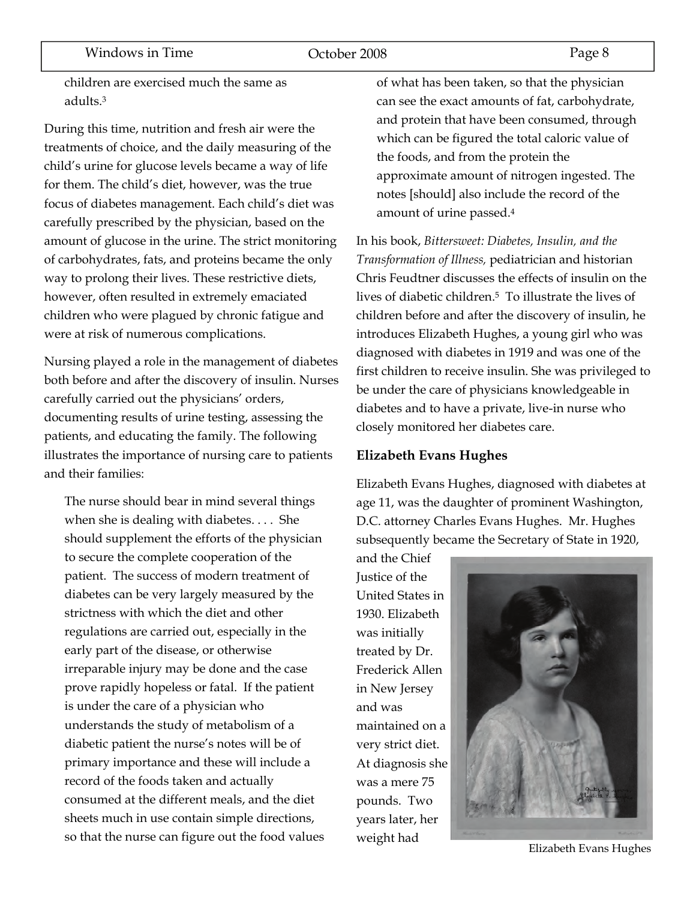children are exercised much the same as adults.[3]

During this time, nutrition and fresh air were the treatments of choice, and the daily measuring of the child's urine for glucose levels became a way of life for them. The child's diet, however, was the true focus of diabetes management. Each child's diet was carefully prescribed by the physician, based on the amount of glucose in the urine. The strict monitoring of carbohydrates, fats, and proteins became the only way to prolong their lives. These restrictive diets, however, often resulted in extremely emaciated children who were plagued by chronic fatigue and were at risk of numerous complications.

Nursing played a role in the management of diabetes both before and after the discovery of insulin. Nurses carefully carried out the physicians' orders, documenting results of urine testing, assessing the patients, and educating the family. The following illustrates the importance of nursing care to patients and their families:

> The nurse should bear in mind several things when she is dealing with diabetes. . . . She should supplement the efforts of the physician to secure the complete cooperation of the patient. The success of modern treatment of diabetes can be very largely measured by the strictness with which the diet and other regulations are carried out, especially in the early part of the disease, or otherwise irreparable injury may be done and the case prove rapidly hopeless or fatal. If the patient is under the care of a physician who understands the study of metabolism of a diabetic patient the nurse's notes will be of primary importance and these will include a record of the foods taken and actually consumed at the different meals, and the diet sheets much in use contain simple directions, so that the nurse can figure out the food values of what has been taken, so that the physician can see the exact amounts of fat, carbohydrate, and protein that have been consumed, through which can be figured the total caloric value of the foods, and from the protein the approximate amount of nitrogen ingested. The notes [should] also include the record of the amount of urine passed.[4]

In his book, *Bittersweet: Diabetes, Insulin, and the Transformation of Illness,* pediatrician and historian Chris Feudtner discusses the effects of insulin on the lives of diabetic children.[5] To illustrate the lives of children before and after the discovery of insulin, he introduces Elizabeth Hughes, a young girl who was diagnosed with diabetes in 1919 and was one of the first children to receive insulin. She was privileged to be under the care of physicians knowledgeable in diabetes and to have a private, live-in nurse who closely monitored her diabetes care.

### Elizabeth Evans Hughes

Elizabeth Evans Hughes, diagnosed with diabetes at age 11, was the daughter of prominent Washington, D.C. attorney Charles Evans Hughes. Mr. Hughes subsequently became the Secretary of State in 1920, and the Chief Justice of the United States in 1930. Elizabeth was initially treated by Dr. Frederick Allen in New Jersey and was maintained on a very strict diet. At diagnosis she was a mere 75 pounds. Two years later, her weight had

Elizabeth Evans Hughes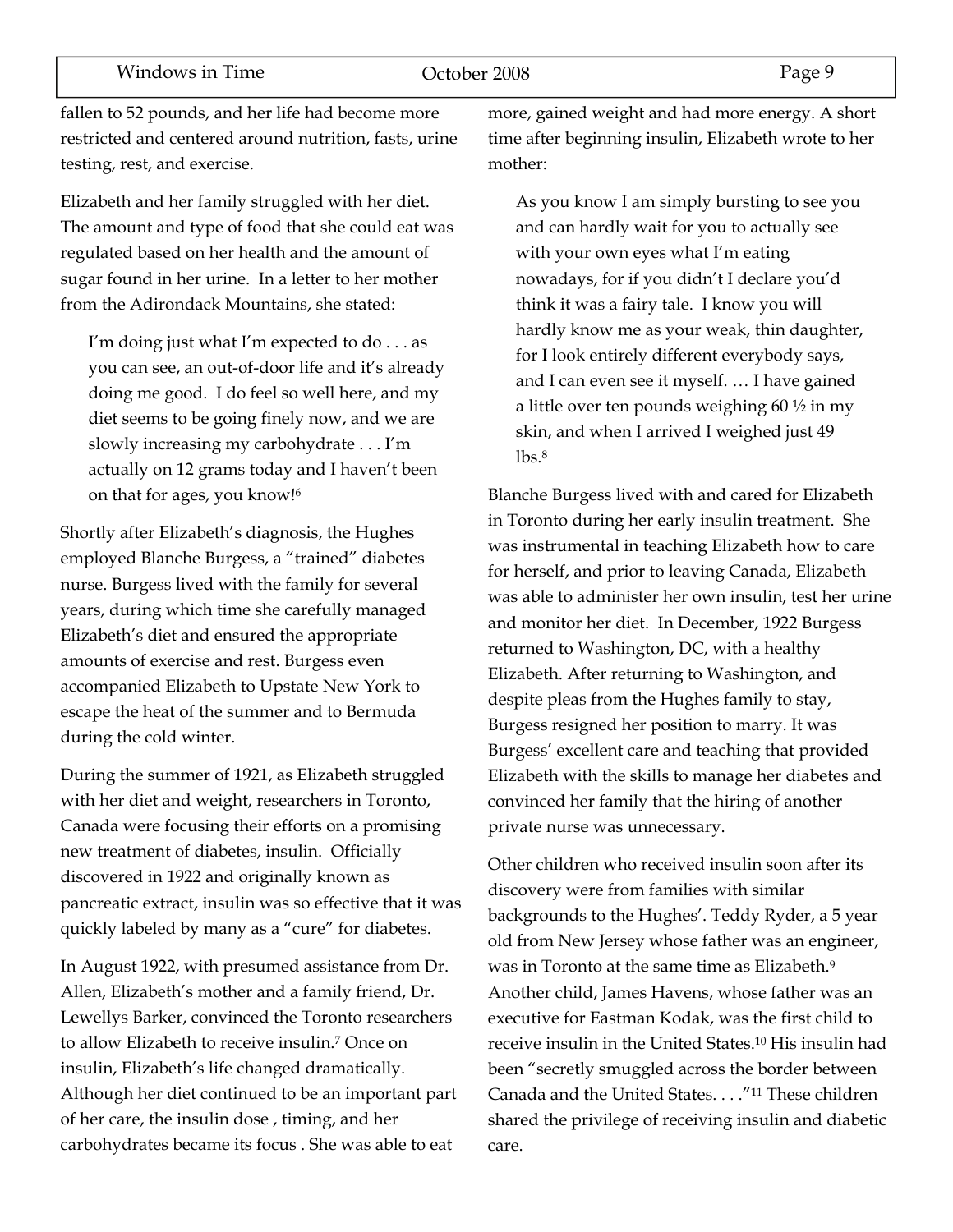fallen to 52 pounds, and her life had become more restricted and centered around nutrition, fasts, urine testing, rest, and exercise.

Elizabeth and her family struggled with her diet. The amount and type of food that she could eat was regulated based on her health and the amount of sugar found in her urine. In a letter to her mother from the Adirondack Mountains, she stated:

> I'm doing just what I'm expected to do . . . as you can see, an out-of-door life and it's already doing me good. I do feel so well here, and my diet seems to be going finely now, and we are slowly increasing my carbohydrate . . . I'm actually on 12 grams today and I haven't been on that for ages, you know![6]

Shortly after Elizabeth's diagnosis, the Hughes employed Blanche Burgess, a "trained" diabetes nurse. Burgess lived with the family for several years, during which time she carefully managed Elizabeth's diet and ensured the appropriate amounts of exercise and rest. Burgess even accompanied Elizabeth to Upstate New York to escape the heat of the summer and to Bermuda during the cold winter.

During the summer of 1921, as Elizabeth struggled with her diet and weight, researchers in Toronto, Canada were focusing their efforts on a promising new treatment of diabetes, insulin. Officially discovered in 1922 and originally known as pancreatic extract, insulin was so effective that it was quickly labeled by many as a "cure" for diabetes.

In August 1922, with presumed assistance from Dr. Allen, Elizabeth's mother and a family friend, Dr. Lewellys Barker, convinced the Toronto researchers to allow Elizabeth to receive insulin.[7] Once on insulin, Elizabeth's life changed dramatically. Although her diet continued to be an important part of her care, the insulin dose , timing, and her carbohydrates became its focus . She was able to eat more, gained weight and had more energy. A short time after beginning insulin, Elizabeth wrote to her mother:

> As you know I am simply bursting to see you and can hardly wait for you to actually see with your own eyes what I'm eating nowadays, for if you didn't I declare you'd think it was a fairy tale. I know you will hardly know me as your weak, thin daughter, for I look entirely different everybody says, and I can even see it myself. … I have gained a little over ten pounds weighing 60 ½ in my skin, and when I arrived I weighed just 49 lbs.[8]

Blanche Burgess lived with and cared for Elizabeth in Toronto during her early insulin treatment. She was instrumental in teaching Elizabeth how to care for herself, and prior to leaving Canada, Elizabeth was able to administer her own insulin, test her urine and monitor her diet. In December, 1922 Burgess returned to Washington, DC, with a healthy Elizabeth. After returning to Washington, and despite pleas from the Hughes family to stay, Burgess resigned her position to marry. It was Burgess' excellent care and teaching that provided Elizabeth with the skills to manage her diabetes and convinced her family that the hiring of another private nurse was unnecessary.

Other children who received insulin soon after its discovery were from families with similar backgrounds to the Hughes'. Teddy Ryder, a 5 year old from New Jersey whose father was an engineer, was in Toronto at the same time as Elizabeth.[9] Another child, James Havens, whose father was an executive for Eastman Kodak, was the first child to receive insulin in the United States.[10] His insulin had been "secretly smuggled across the border between Canada and the United States. . . ."[11] These children shared the privilege of receiving insulin and diabetic care.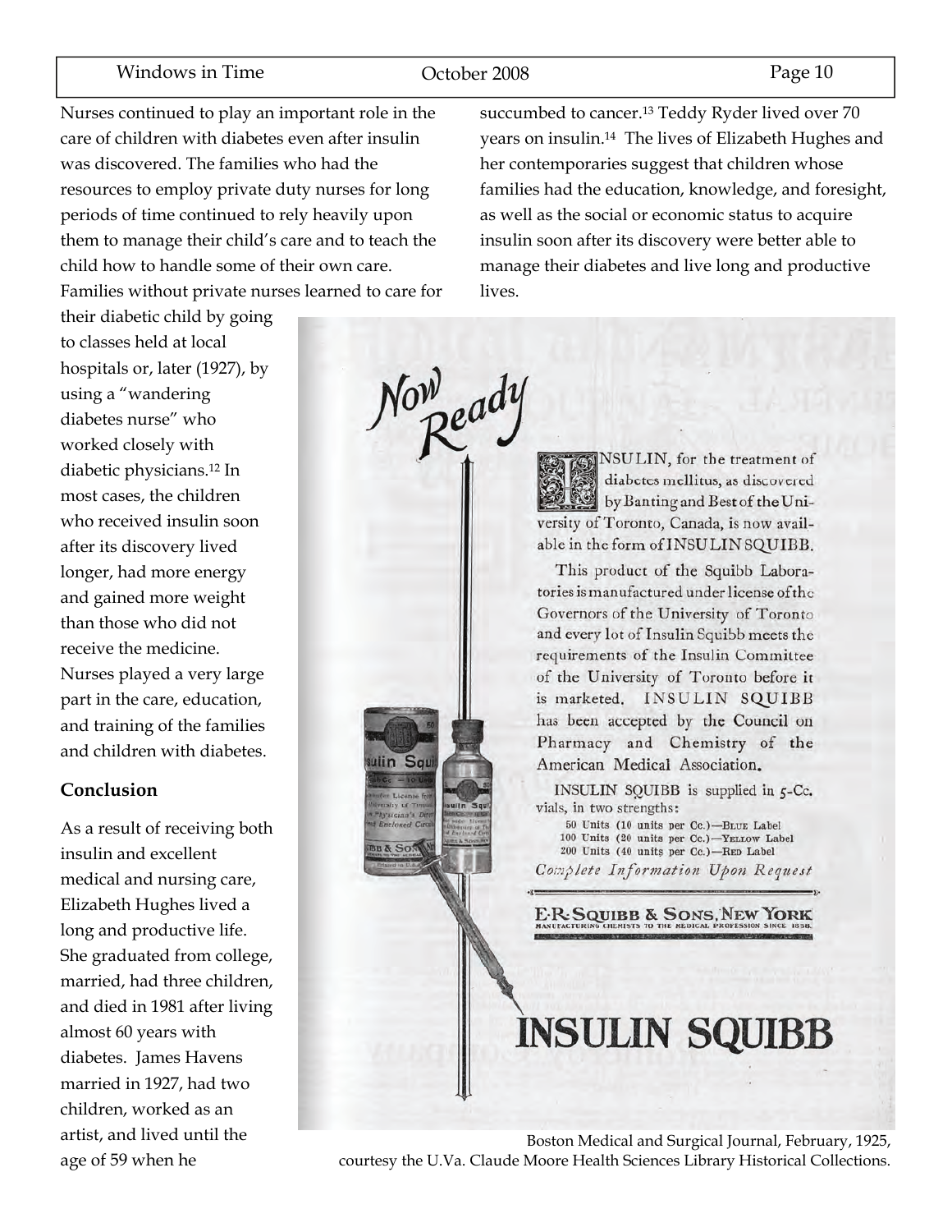Nurses continued to play an important role in the care of children with diabetes even after insulin was discovered. The families who had the resources to employ private duty nurses for long periods of time continued to rely heavily upon them to manage their child's care and to teach the child how to handle some of their own care. Families without private nurses learned to care for their diabetic child by going to classes held at local hospitals or, later (1927), by using a "wandering diabetes nurse" who worked closely with diabetic physicians.[12] In most cases, the children who received insulin soon after its discovery lived longer, had more energy and gained more weight than those who did not receive the medicine. Nurses played a very large part in the care, education, and training of the families and children with diabetes.

**Conclusion**

As a result of receiving both insulin and excellent medical and nursing care, Elizabeth Hughes lived a long and productive life. She graduated from college, married, had three children, and died in 1981 after living almost 60 years with diabetes. James Havens married in 1927, had two children, worked as an artist, and lived until the age of 59 when he succumbed to cancer.[13] Teddy Ryder lived over 70 years on insulin.[14] The lives of Elizabeth Hughes and her contemporaries suggest that children whose families had the education, knowledge, and foresight, as well as the social or economic status to acquire insulin soon after its discovery were better able to manage their diabetes and live long and productive lives.

*Now Ready*

INSULIN, for the treatment of diabetes mellitus, as discovered by Banting and Best of the University of Toronto, Canada, is now available in the form of INSULIN SQUIBB.

This product of the Squibb Laboratories is manufactured under license of the Governors of the University of Toronto and every lot of Insulin Squibb meets the requirements of the Insulin Committee of the University of Toronto before it is marketed. INSULIN SQUIBB has been accepted by the Council on Pharmacy and Chemistry of the American Medical Association.

INSULIN SQUIBB is supplied in 5-Cc. vials, in two strengths:

50 Units (10 units per Cc.)—BLUE Label
100 Units (20 units per Cc.)—YELLOW Label
200 Units (40 units per Cc.)—RED Label

*Complete Information Upon Request*

E.R. SQUIBB & SONS, NEW YORK
MANUFACTURING CHEMISTS TO THE MEDICAL PROFESSION SINCE 1858.

INSULIN SQUIBB

Boston Medical and Surgical Journal, February, 1925, courtesy the U.Va. Claude Moore Health Sciences Library Historical Collections.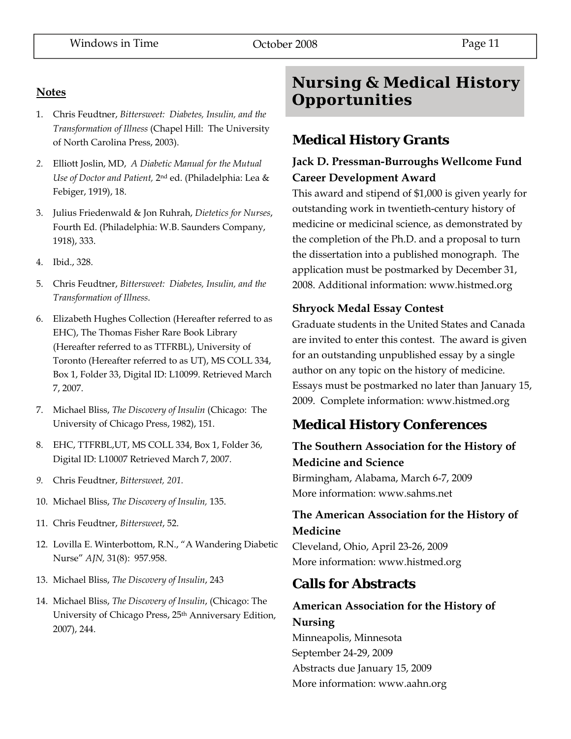**Notes**

1. Chris Feudtner, *Bittersweet: Diabetes, Insulin, and the Transformation of Illness* (Chapel Hill: The University of North Carolina Press, 2003).
2. Elliott Joslin, MD, *A Diabetic Manual for the Mutual Use of Doctor and Patient,* 2nd ed. (Philadelphia: Lea & Febiger, 1919), 18.
3. Julius Friedenwald & Jon Ruhrah, *Dietetics for Nurses*, Fourth Ed. (Philadelphia: W.B. Saunders Company, 1918), 333.
4. Ibid., 328.
5. Chris Feudtner, *Bittersweet: Diabetes, Insulin, and the Transformation of Illness.*
6. Elizabeth Hughes Collection (Hereafter referred to as EHC), The Thomas Fisher Rare Book Library (Hereafter referred to as TTFRBL), University of Toronto (Hereafter referred to as UT), MS COLL 334, Box 1, Folder 33, Digital ID: L10099. Retrieved March 7, 2007.
7. Michael Bliss, *The Discovery of Insulin* (Chicago: The University of Chicago Press, 1982), 151.
8. EHC, TTFRBL,UT, MS COLL 334, Box 1, Folder 36, Digital ID: L10007 Retrieved March 7, 2007.
9. Chris Feudtner, *Bittersweet, 201.*
10. Michael Bliss, *The Discovery of Insulin,* 135.
11. Chris Feudtner, *Bittersweet*, 52.
12. Lovilla E. Winterbottom, R.N., "A Wandering Diabetic Nurse" *AJN,* 31(8): 957.958.
13. Michael Bliss, *The Discovery of Insulin*, 243
14. Michael Bliss, *The Discovery of Insulin*, (Chicago: The University of Chicago Press, 25th Anniversary Edition, 2007), 244.

# Nursing & Medical History Opportunities

## Medical History Grants

### Jack D. Pressman-Burroughs Wellcome Fund Career Development Award

This award and stipend of $1,000 is given yearly for outstanding work in twentieth-century history of medicine or medicinal science, as demonstrated by the completion of the Ph.D. and a proposal to turn the dissertation into a published monograph. The application must be postmarked by December 31, 2008. Additional information: www.histmed.org

### Shryock Medal Essay Contest

Graduate students in the United States and Canada are invited to enter this contest. The award is given for an outstanding unpublished essay by a single author on any topic on the history of medicine. Essays must be postmarked no later than January 15, 2009. Complete information: www.histmed.org

## Medical History Conferences

### The Southern Association for the History of Medicine and Science

Birmingham, Alabama, March 6-7, 2009
More information: www.sahms.net

### The American Association for the History of Medicine

Cleveland, Ohio, April 23-26, 2009
More information: www.histmed.org

## Calls for Abstracts

### American Association for the History of Nursing

Minneapolis, Minnesota
September 24-29, 2009
Abstracts due January 15, 2009
More information: www.aahn.org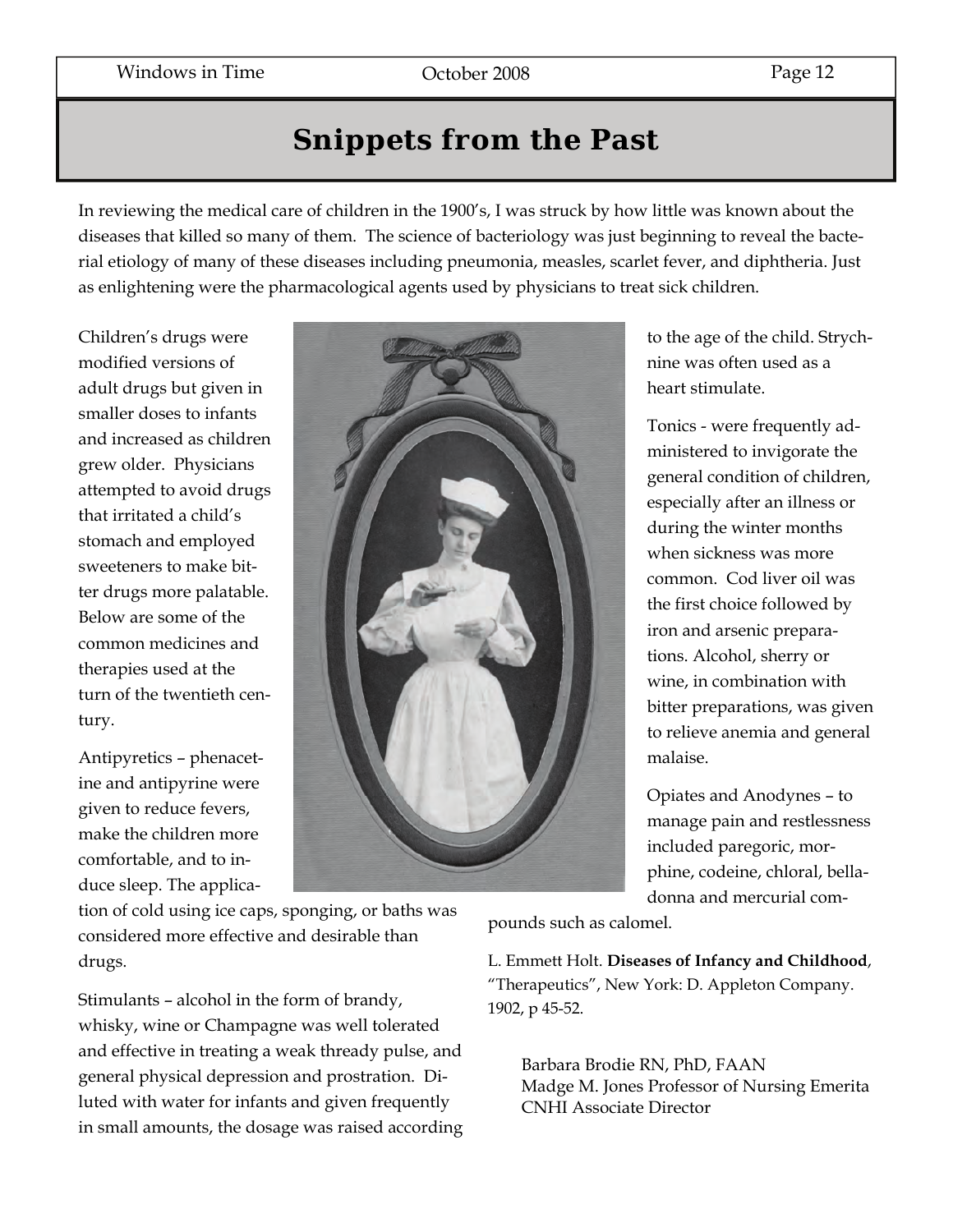# Snippets from the Past

In reviewing the medical care of children in the 1900's, I was struck by how little was known about the diseases that killed so many of them. The science of bacteriology was just beginning to reveal the bacterial etiology of many of these diseases including pneumonia, measles, scarlet fever, and diphtheria. Just as enlightening were the pharmacological agents used by physicians to treat sick children.

Children's drugs were modified versions of adult drugs but given in smaller doses to infants and increased as children grew older. Physicians attempted to avoid drugs that irritated a child's stomach and employed sweeteners to make bitter drugs more palatable. Below are some of the common medicines and therapies used at the turn of the twentieth century.

Antipyretics – phenacetine and antipyrine were given to reduce fevers, make the children more comfortable, and to induce sleep. The application of cold using ice caps, sponging, or baths was considered more effective and desirable than drugs.

Stimulants – alcohol in the form of brandy, whisky, wine or Champagne was well tolerated and effective in treating a weak thready pulse, and general physical depression and prostration. Diluted with water for infants and given frequently in small amounts, the dosage was raised according to the age of the child. Strychnine was often used as a heart stimulate.

Tonics - were frequently administered to invigorate the general condition of children, especially after an illness or during the winter months when sickness was more common. Cod liver oil was the first choice followed by iron and arsenic preparations. Alcohol, sherry or wine, in combination with bitter preparations, was given to relieve anemia and general malaise.

Opiates and Anodynes – to manage pain and restlessness included paregoric, morphine, codeine, chloral, belladonna and mercurial compounds such as calomel.

L. Emmett Holt. **Diseases of Infancy and Childhood**, "Therapeutics", New York: D. Appleton Company. 1902, p 45-52.

Barbara Brodie RN, PhD, FAAN
Madge M. Jones Professor of Nursing Emerita
CNHI Associate Director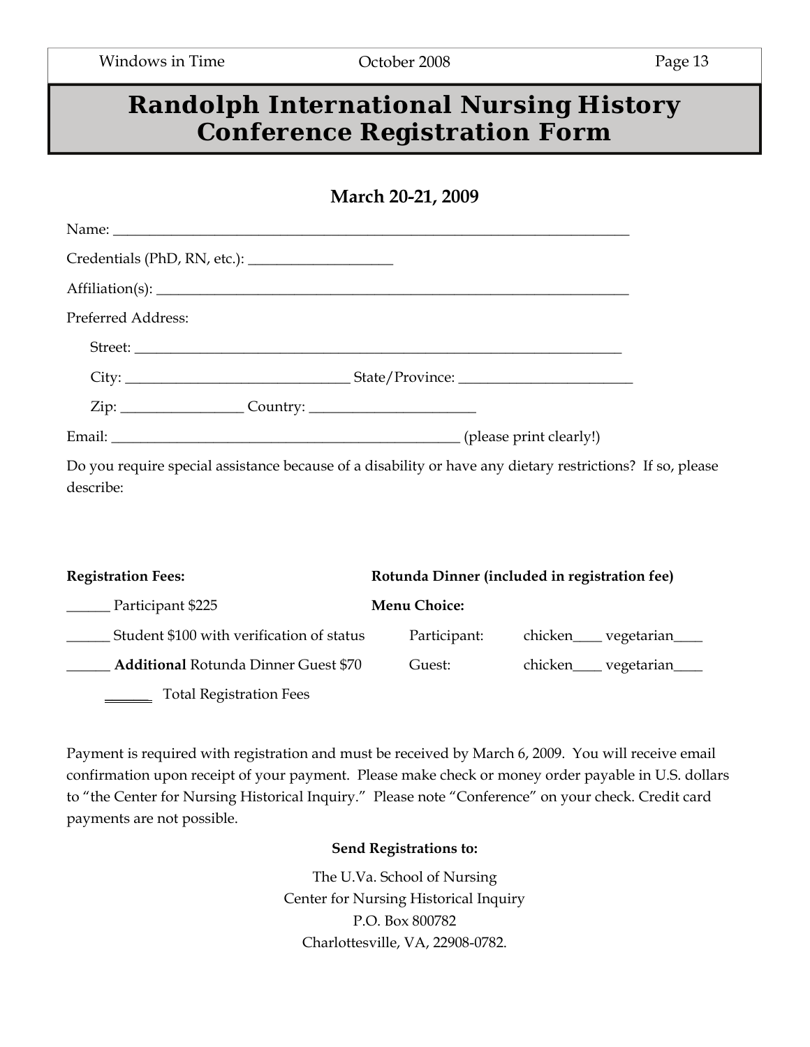# Randolph International Nursing History Conference Registration Form

**March 20-21, 2009**

Name: ___________________________________________________________________________

Credentials (PhD, RN, etc.): ____________________

Affiliation(s): _____________________________________________________________________

Preferred Address:

Street: ______________________________________________________________________

City: _______________________________ State/Province: ________________________

Zip: ________________ Country: ______________________

Email: __________________________________________________ (please print clearly!)

Do you require special assistance because of a disability or have any dietary restrictions? If so, please describe:

**Registration Fees:**

______ Participant $225

______ Student $100 with verification of status

______ **Additional** Rotunda Dinner Guest $70

______ Total Registration Fees

**Rotunda Dinner (included in registration fee)**

**Menu Choice:**

Participant: chicken____ vegetarian____

Guest: chicken____ vegetarian____

Payment is required with registration and must be received by March 6, 2009. You will receive email confirmation upon receipt of your payment. Please make check or money order payable in U.S. dollars to "the Center for Nursing Historical Inquiry." Please note "Conference" on your check. Credit card payments are not possible.

**Send Registrations to:**

The U.Va. School of Nursing
Center for Nursing Historical Inquiry
P.O. Box 800782
Charlottesville, VA, 22908-0782.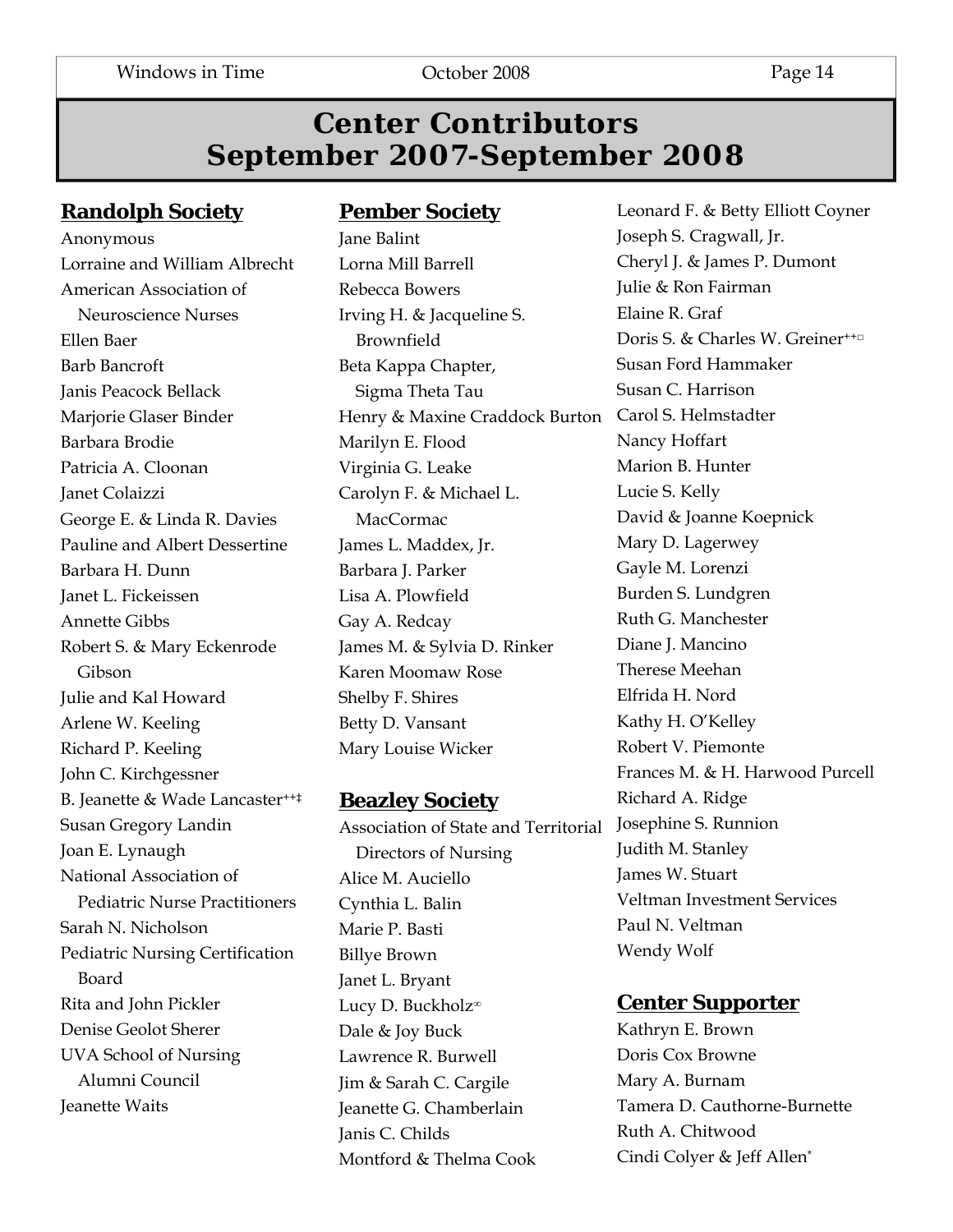# Center Contributors September 2007-September 2008

## Randolph Society

Anonymous
Lorraine and William Albrecht
American Association of Neuroscience Nurses
Ellen Baer
Barb Bancroft
Janis Peacock Bellack
Marjorie Glaser Binder
Barbara Brodie
Patricia A. Cloonan
Janet Colaizzi
George E. & Linda R. Davies
Pauline and Albert Dessertine
Barbara H. Dunn
Janet L. Fickeissen
Annette Gibbs
Robert S. & Mary Eckenrode Gibson
Julie and Kal Howard
Arlene W. Keeling
Richard P. Keeling
John C. Kirchgessner
B. Jeanette & Wade Lancaster++‡
Susan Gregory Landin
Joan E. Lynaugh
National Association of Pediatric Nurse Practitioners
Sarah N. Nicholson
Pediatric Nursing Certification Board
Rita and John Pickler
Denise Geolot Sherer
UVA School of Nursing Alumni Council
Jeanette Waits

## Pember Society

Jane Balint
Lorna Mill Barrell
Rebecca Bowers
Irving H. & Jacqueline S. Brownfield
Beta Kappa Chapter, Sigma Theta Tau
Henry & Maxine Craddock Burton
Marilyn E. Flood
Virginia G. Leake
Carolyn F. & Michael L. MacCormac
James L. Maddex, Jr.
Barbara J. Parker
Lisa A. Plowfield
Gay A. Redcay
James M. & Sylvia D. Rinker
Karen Moomaw Rose
Shelby F. Shires
Betty D. Vansant
Mary Louise Wicker

## Beazley Society

Association of State and Territorial Directors of Nursing
Alice M. Auciello
Cynthia L. Balin
Marie P. Basti
Billye Brown
Janet L. Bryant
Lucy D. Buckholz∞
Dale & Joy Buck
Lawrence R. Burwell
Jim & Sarah C. Cargile
Jeanette G. Chamberlain
Janis C. Childs
Montford & Thelma Cook
Leonard F. & Betty Elliott Coyner
Joseph S. Cragwall, Jr.
Cheryl J. & James P. Dumont
Julie & Ron Fairman
Elaine R. Graf
Doris S. & Charles W. Greiner++□
Susan Ford Hammaker
Susan C. Harrison
Carol S. Helmstadter
Nancy Hoffart
Marion B. Hunter
Lucie S. Kelly
David & Joanne Koepnick
Mary D. Lagerwey
Gayle M. Lorenzi
Burden S. Lundgren
Ruth G. Manchester
Diane J. Mancino
Therese Meehan
Elfrida H. Nord
Kathy H. O'Kelley
Robert V. Piemonte
Frances M. & H. Harwood Purcell
Richard A. Ridge
Josephine S. Runnion
Judith M. Stanley
James W. Stuart
Veltman Investment Services
Paul N. Veltman
Wendy Wolf

## Center Supporter

Kathryn E. Brown
Doris Cox Browne
Mary A. Burnam
Tamera D. Cauthorne-Burnette
Ruth A. Chitwood
Cindi Colyer & Jeff Allen*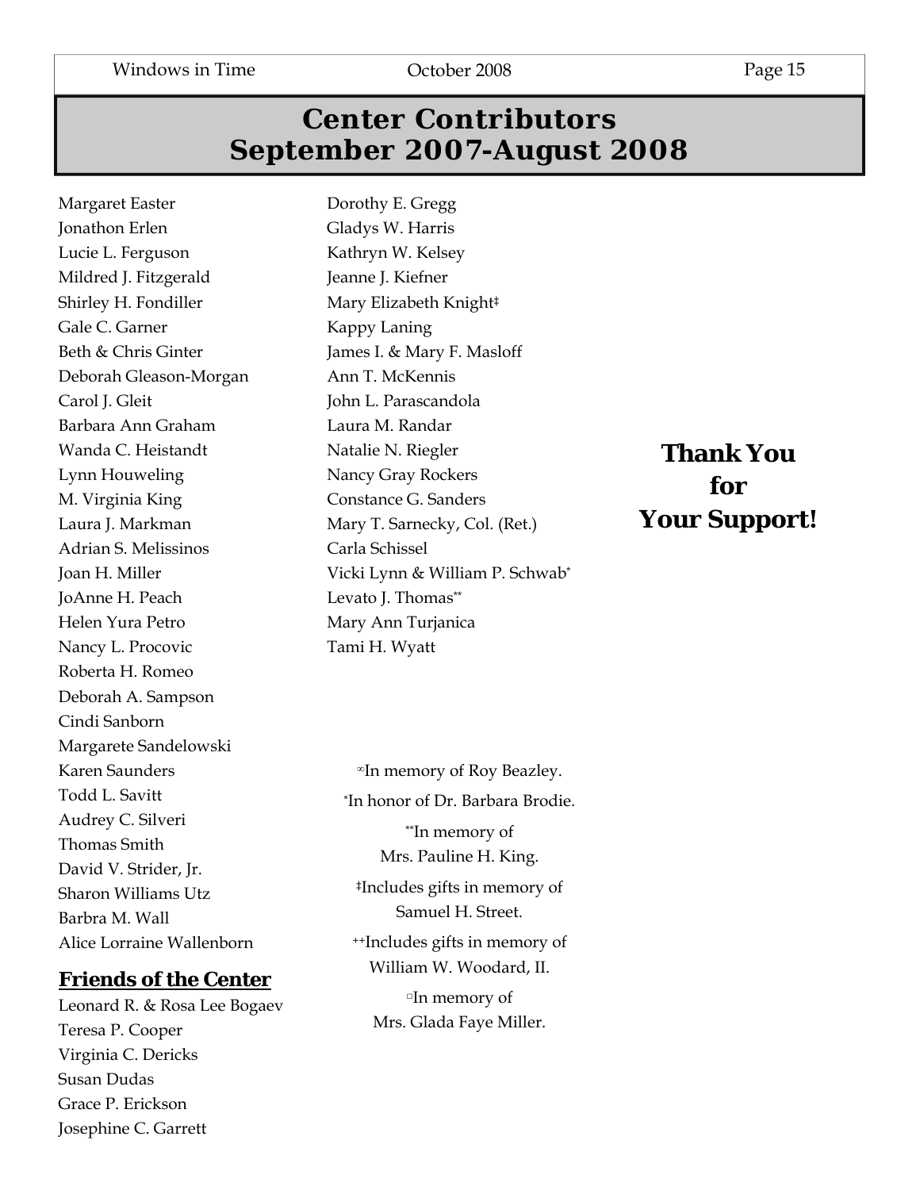# Center Contributors September 2007-August 2008

Margaret Easter
Jonathon Erlen
Lucie L. Ferguson
Mildred J. Fitzgerald
Shirley H. Fondiller
Gale C. Garner
Beth & Chris Ginter
Deborah Gleason-Morgan
Carol J. Gleit
Barbara Ann Graham
Wanda C. Heistandt
Lynn Houweling
M. Virginia King
Laura J. Markman
Adrian S. Melissinos
Joan H. Miller
JoAnne H. Peach
Helen Yura Petro
Nancy L. Procovic
Roberta H. Romeo
Deborah A. Sampson
Cindi Sanborn
Margarete Sandelowski
Karen Saunders
Todd L. Savitt
Audrey C. Silveri
Thomas Smith
David V. Strider, Jr.
Sharon Williams Utz
Barbra M. Wall
Alice Lorraine Wallenborn

## Friends of the Center

Leonard R. & Rosa Lee Bogaev
Teresa P. Cooper
Virginia C. Dericks
Susan Dudas
Grace P. Erickson
Josephine C. Garrett
Dorothy E. Gregg
Gladys W. Harris
Kathryn W. Kelsey
Jeanne J. Kiefner
Mary Elizabeth Knight‡
Kappy Laning
James I. & Mary F. Masloff
Ann T. McKennis
John L. Parascandola
Laura M. Randar
Natalie N. Riegler
Nancy Gray Rockers
Constance G. Sanders
Mary T. Sarnecky, Col. (Ret.)
Carla Schissel
Vicki Lynn & William P. Schwab*
Levato J. Thomas**
Mary Ann Turjanica
Tami H. Wyatt

**Thank You for Your Support!**

∞In memory of Roy Beazley.

*In honor of Dr. Barbara Brodie.

**In memory of Mrs. Pauline H. King.

‡Includes gifts in memory of Samuel H. Street.

++Includes gifts in memory of William W. Woodard, II.

□In memory of Mrs. Glada Faye Miller.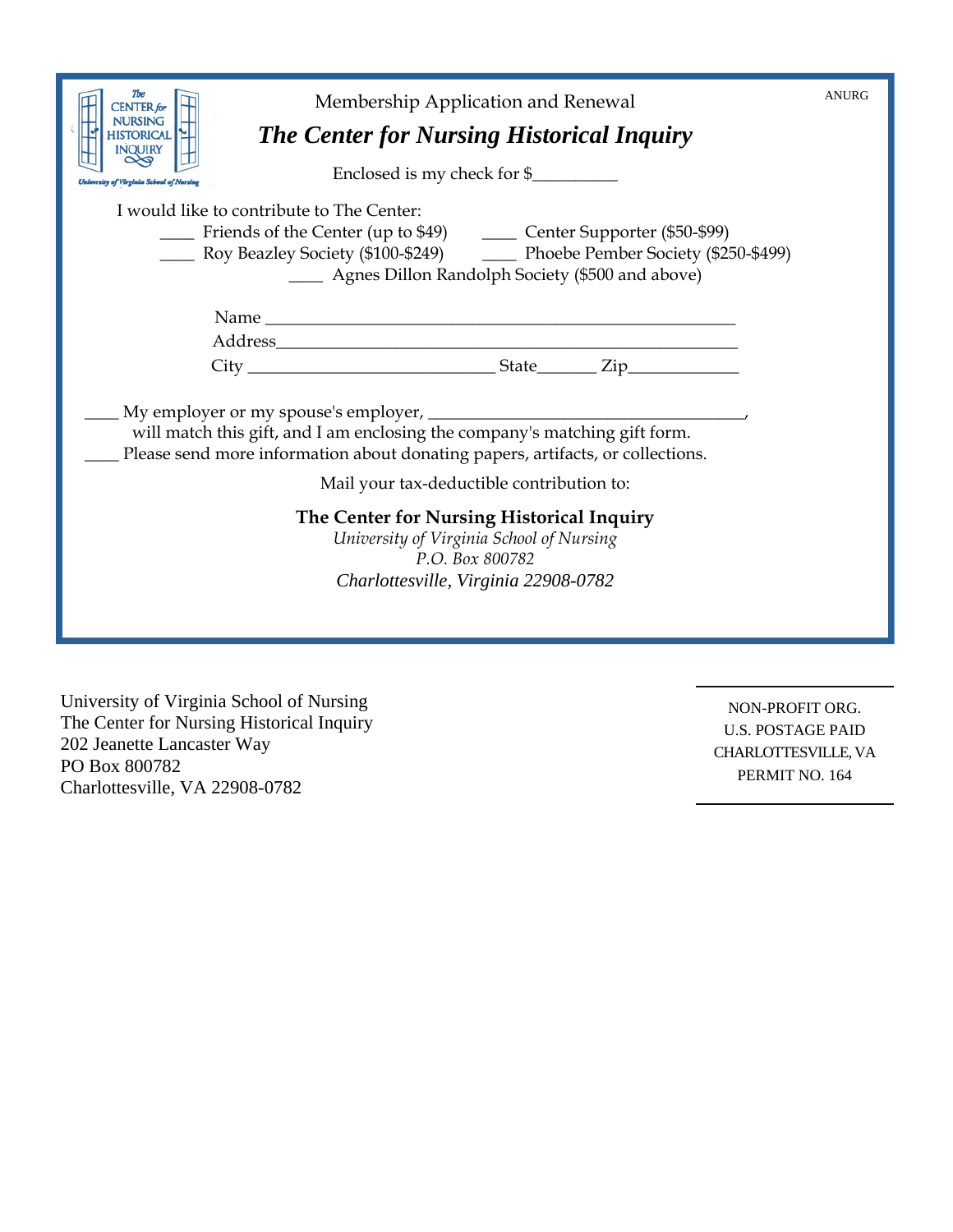ANURG

Membership Application and Renewal

# *The Center for Nursing Historical Inquiry*

Enclosed is my check for $_________

I would like to contribute to The Center:

____ Friends of the Center (up to $49)     ____ Center Supporter ($50-$99)

____ Roy Beazley Society ($100-$249)     ____ Phoebe Pember Society ($250-$499)

____ Agnes Dillon Randolph Society ($500 and above)

Name ____________________________________________________

Address___________________________________________________

City ___________________________ State______ Zip____________

____ My employer or my spouse's employer, __________________________________,
will match this gift, and I am enclosing the company's matching gift form.

____ Please send more information about donating papers, artifacts, or collections.

Mail your tax-deductible contribution to:

**The Center for Nursing Historical Inquiry**
*University of Virginia School of Nursing*
*P.O. Box 800782*
*Charlottesville, Virginia 22908-0782*

University of Virginia School of Nursing
The Center for Nursing Historical Inquiry
202 Jeanette Lancaster Way
PO Box 800782
Charlottesville, VA 22908-0782

NON-PROFIT ORG.
U.S. POSTAGE PAID
CHARLOTTESVILLE, VA
PERMIT NO. 164